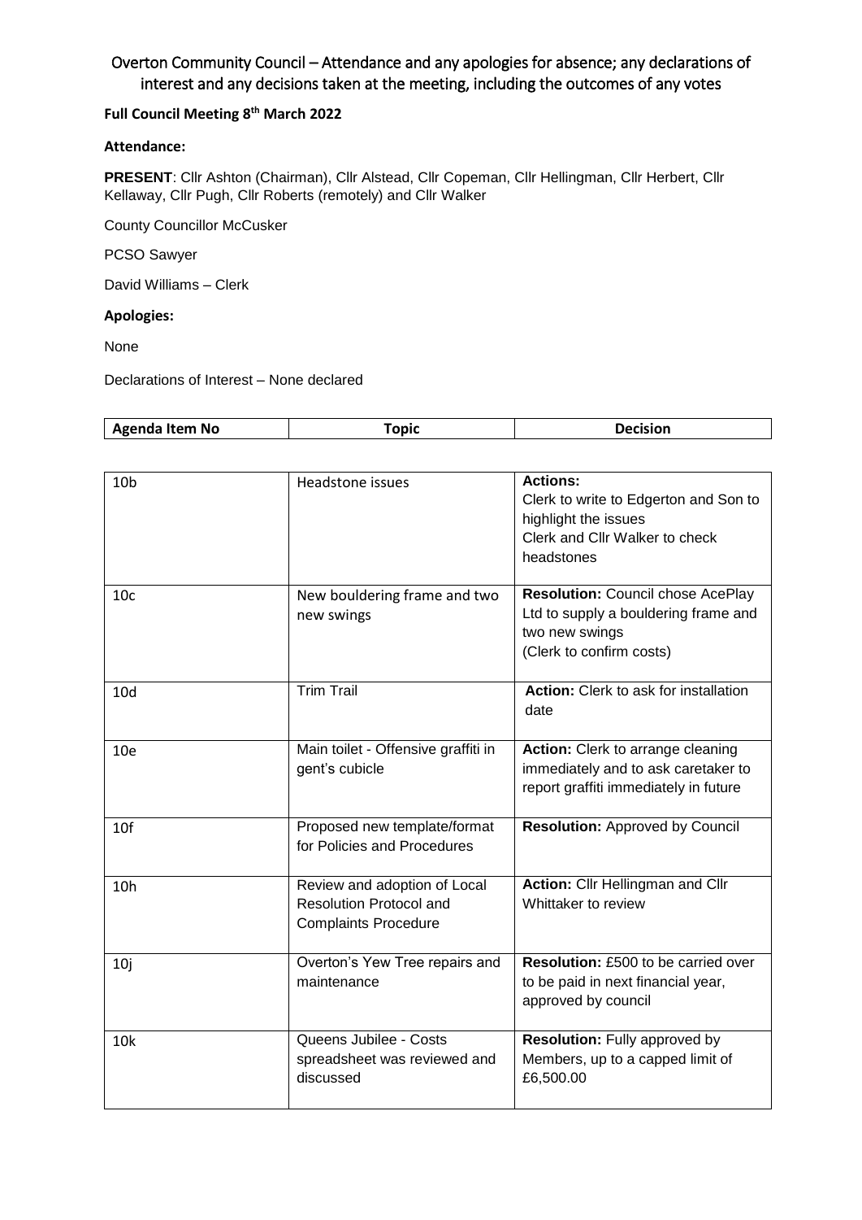# Overton Community Council – Attendance and any apologies for absence; any declarations of interest and any decisions taken at the meeting, including the outcomes of any votes

**Full Council Meeting 8th March 2022**

**Attendance:**

**PRESENT**: Cllr Ashton (Chairman), Cllr Alstead, Cllr Copeman, Cllr Hellingman, Cllr Herbert, Cllr Kellaway, Cllr Pugh, Cllr Roberts (remotely) and Cllr Walker

County Councillor McCusker

PCSO Sawyer

David Williams – Clerk

**Apologies:**

None

Declarations of Interest – None declared

| Agenda Item No | Topic | Decision |
|---|---|---|
| 10b | Headstone issues | **Actions:**<br>Clerk to write to Edgerton and Son to highlight the issues<br>Clerk and Cllr Walker to check headstones |
| 10c | New bouldering frame and two new swings | **Resolution:** Council chose AcePlay Ltd to supply a bouldering frame and two new swings<br>(Clerk to confirm costs) |
| 10d | Trim Trail | **Action:** Clerk to ask for installation date |
| 10e | Main toilet - Offensive graffiti in gent's cubicle | **Action:** Clerk to arrange cleaning immediately and to ask caretaker to report graffiti immediately in future |
| 10f | Proposed new template/format for Policies and Procedures | **Resolution:** Approved by Council |
| 10h | Review and adoption of Local Resolution Protocol and Complaints Procedure | **Action:** Cllr Hellingman and Cllr Whittaker to review |
| 10j | Overton's Yew Tree repairs and maintenance | **Resolution:** £500 to be carried over to be paid in next financial year, approved by council |
| 10k | Queens Jubilee - Costs spreadsheet was reviewed and discussed | **Resolution:** Fully approved by Members, up to a capped limit of £6,500.00 |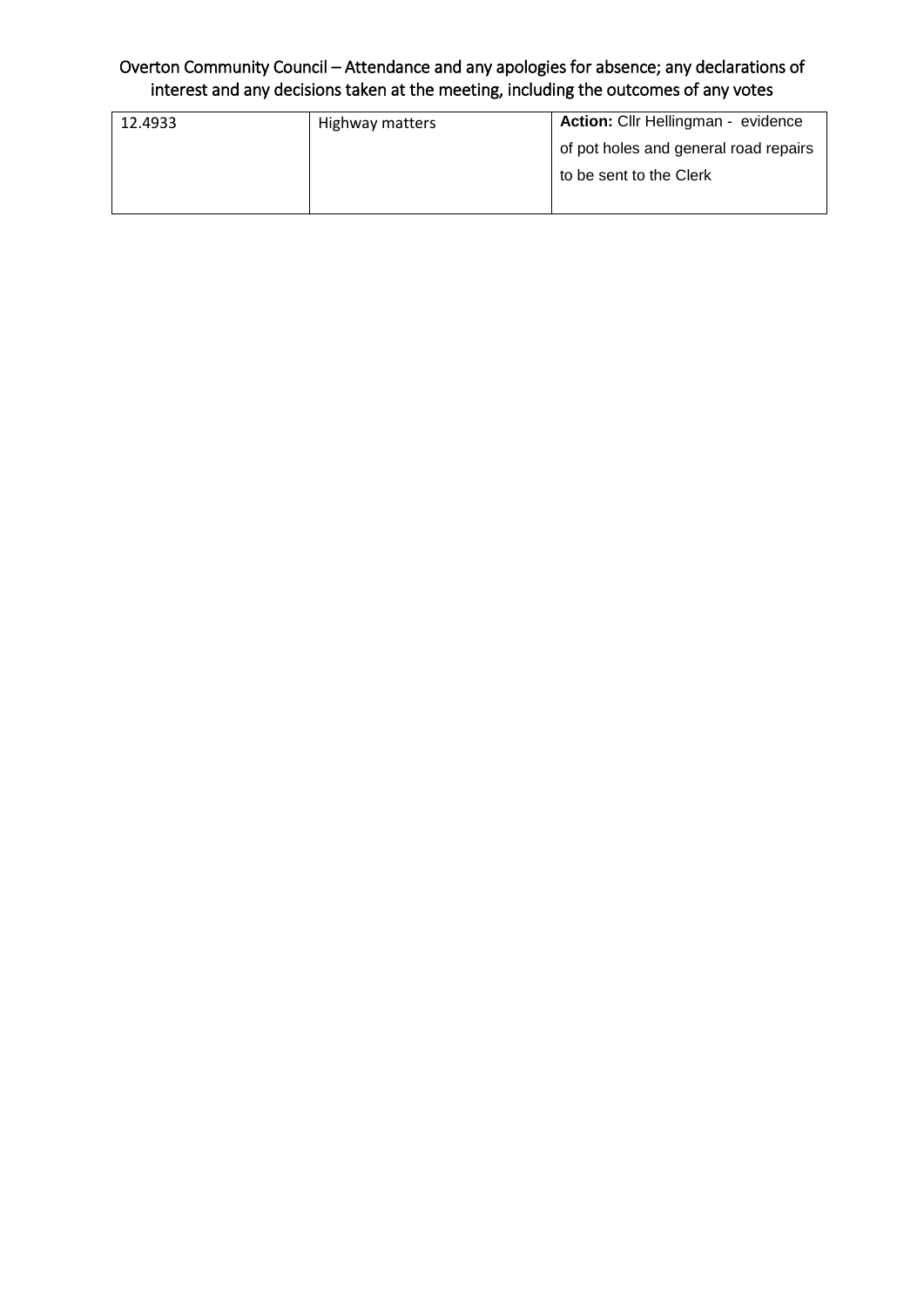| | | |
|---|---|---|
| 12.4933 | Highway matters | **Action:** Cllr Hellingman - evidence of pot holes and general road repairs to be sent to the Clerk |